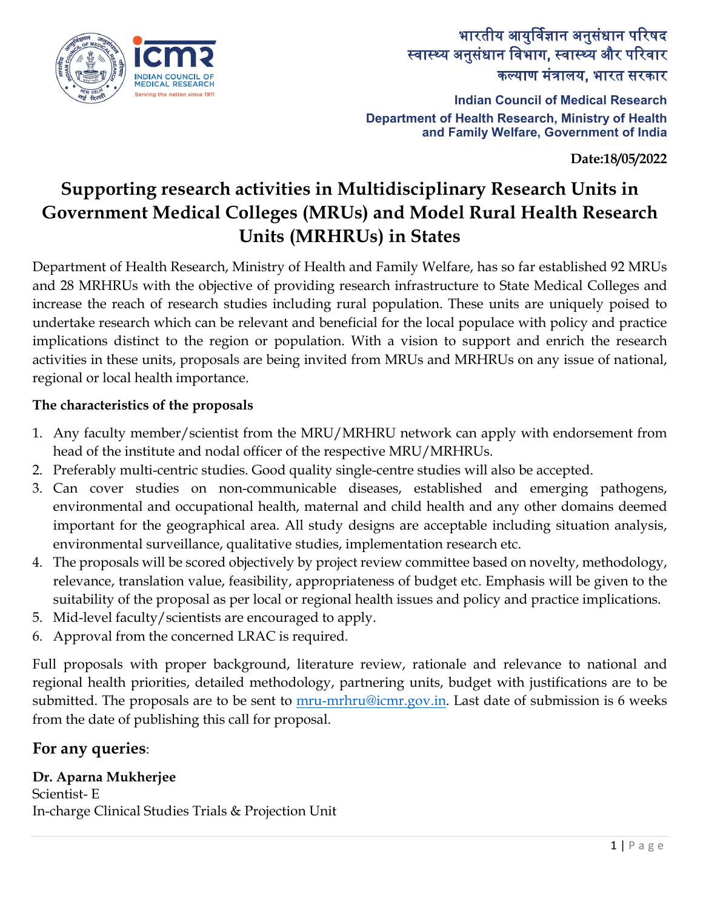भारतीय आयुर्विज्ञान अनुसंधान परिषद
स्वास्थ्य अनुसंधान विभाग, स्वास्थ्य और परिवार कल्याण मंत्रालय, भारत सरकार

**Indian Council of Medical Research**
**Department of Health Research, Ministry of Health and Family Welfare, Government of India**

**Date:18/05/2022**

# Supporting research activities in Multidisciplinary Research Units in Government Medical Colleges (MRUs) and Model Rural Health Research Units (MRHRUs) in States

Department of Health Research, Ministry of Health and Family Welfare, has so far established 92 MRUs and 28 MRHRUs with the objective of providing research infrastructure to State Medical Colleges and increase the reach of research studies including rural population. These units are uniquely poised to undertake research which can be relevant and beneficial for the local populace with policy and practice implications distinct to the region or population. With a vision to support and enrich the research activities in these units, proposals are being invited from MRUs and MRHRUs on any issue of national, regional or local health importance.

**The characteristics of the proposals**

1. Any faculty member/scientist from the MRU/MRHRU network can apply with endorsement from head of the institute and nodal officer of the respective MRU/MRHRUs.
2. Preferably multi-centric studies. Good quality single-centre studies will also be accepted.
3. Can cover studies on non-communicable diseases, established and emerging pathogens, environmental and occupational health, maternal and child health and any other domains deemed important for the geographical area. All study designs are acceptable including situation analysis, environmental surveillance, qualitative studies, implementation research etc.
4. The proposals will be scored objectively by project review committee based on novelty, methodology, relevance, translation value, feasibility, appropriateness of budget etc. Emphasis will be given to the suitability of the proposal as per local or regional health issues and policy and practice implications.
5. Mid-level faculty/scientists are encouraged to apply.
6. Approval from the concerned LRAC is required.

Full proposals with proper background, literature review, rationale and relevance to national and regional health priorities, detailed methodology, partnering units, budget with justifications are to be submitted. The proposals are to be sent to mru-mrhru@icmr.gov.in. Last date of submission is 6 weeks from the date of publishing this call for proposal.

## For any queries:

**Dr. Aparna Mukherjee**
Scientist- E
In-charge Clinical Studies Trials & Projection Unit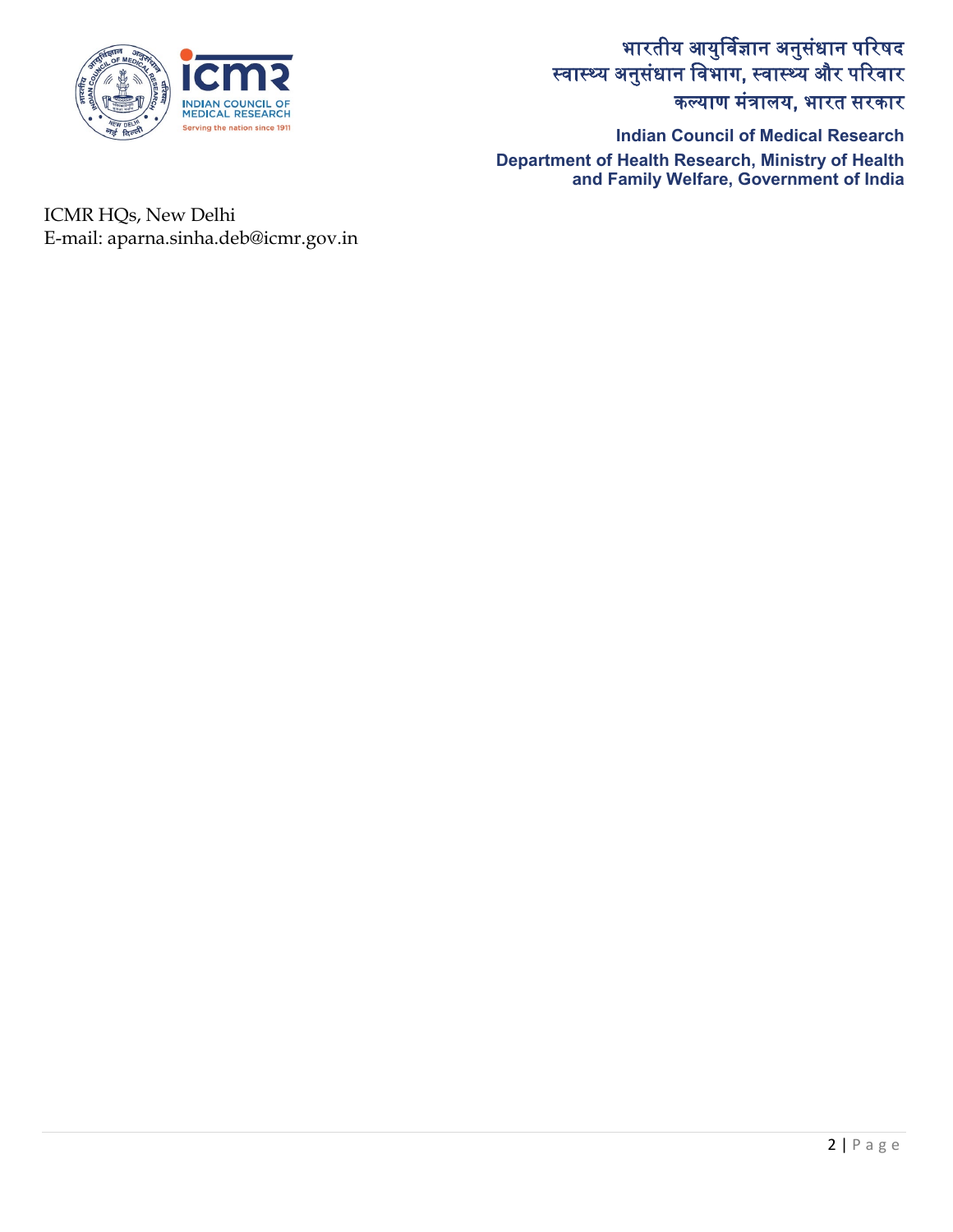ICMR HQs, New Delhi
E-mail: aparna.sinha.deb@icmr.gov.in